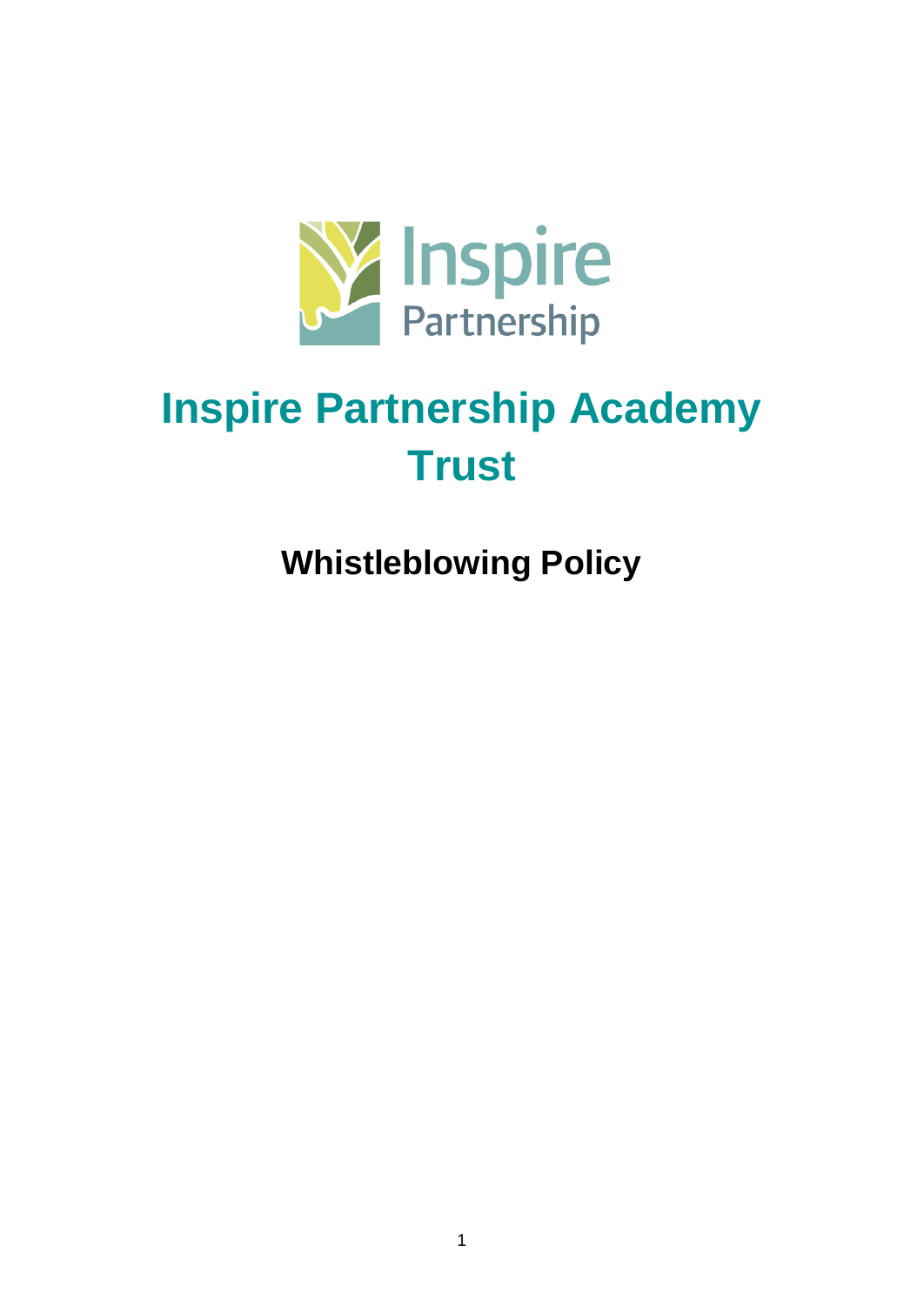Inspire Partnership

# Inspire Partnership Academy Trust

## Whistleblowing Policy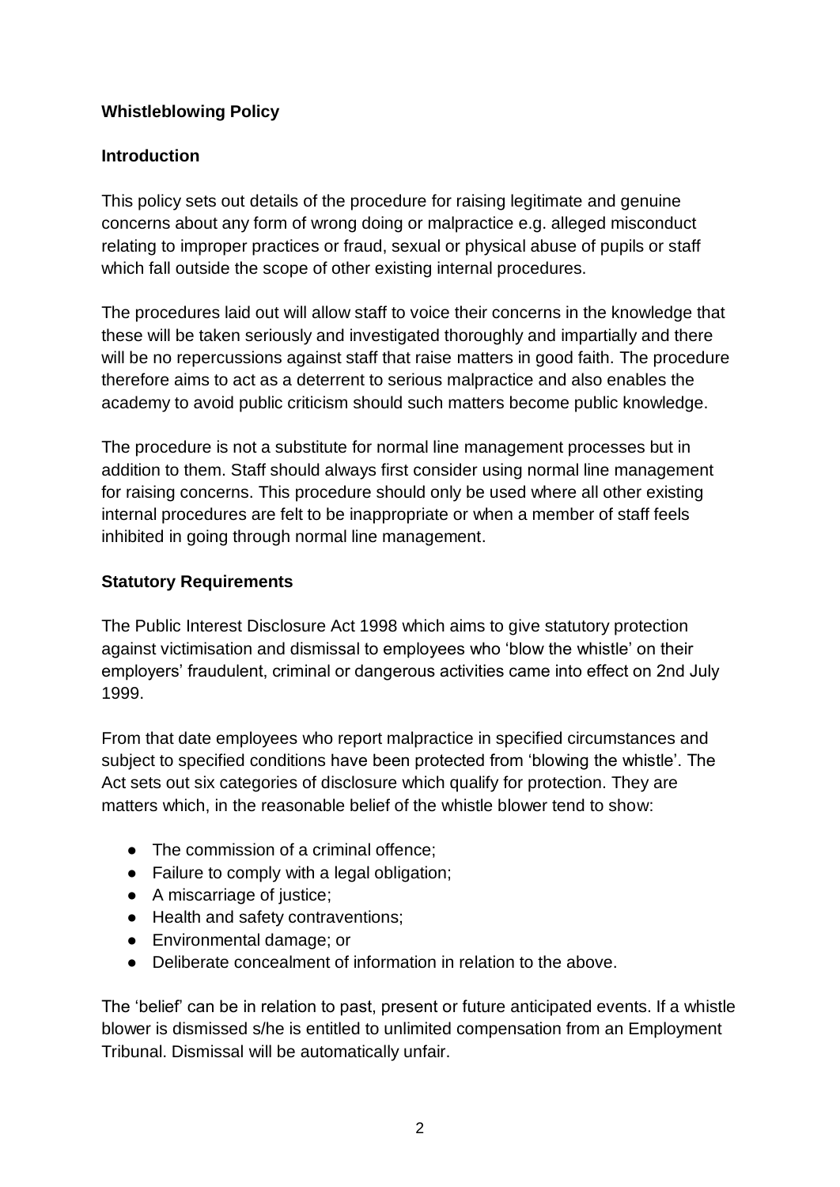**Whistleblowing Policy**

**Introduction**

This policy sets out details of the procedure for raising legitimate and genuine concerns about any form of wrong doing or malpractice e.g. alleged misconduct relating to improper practices or fraud, sexual or physical abuse of pupils or staff which fall outside the scope of other existing internal procedures.

The procedures laid out will allow staff to voice their concerns in the knowledge that these will be taken seriously and investigated thoroughly and impartially and there will be no repercussions against staff that raise matters in good faith. The procedure therefore aims to act as a deterrent to serious malpractice and also enables the academy to avoid public criticism should such matters become public knowledge.

The procedure is not a substitute for normal line management processes but in addition to them. Staff should always first consider using normal line management for raising concerns. This procedure should only be used where all other existing internal procedures are felt to be inappropriate or when a member of staff feels inhibited in going through normal line management.

**Statutory Requirements**

The Public Interest Disclosure Act 1998 which aims to give statutory protection against victimisation and dismissal to employees who 'blow the whistle' on their employers' fraudulent, criminal or dangerous activities came into effect on 2nd July 1999.

From that date employees who report malpractice in specified circumstances and subject to specified conditions have been protected from 'blowing the whistle'. The Act sets out six categories of disclosure which qualify for protection. They are matters which, in the reasonable belief of the whistle blower tend to show:

- The commission of a criminal offence;
- Failure to comply with a legal obligation;
- A miscarriage of justice;
- Health and safety contraventions;
- Environmental damage; or
- Deliberate concealment of information in relation to the above.

The 'belief' can be in relation to past, present or future anticipated events. If a whistle blower is dismissed s/he is entitled to unlimited compensation from an Employment Tribunal. Dismissal will be automatically unfair.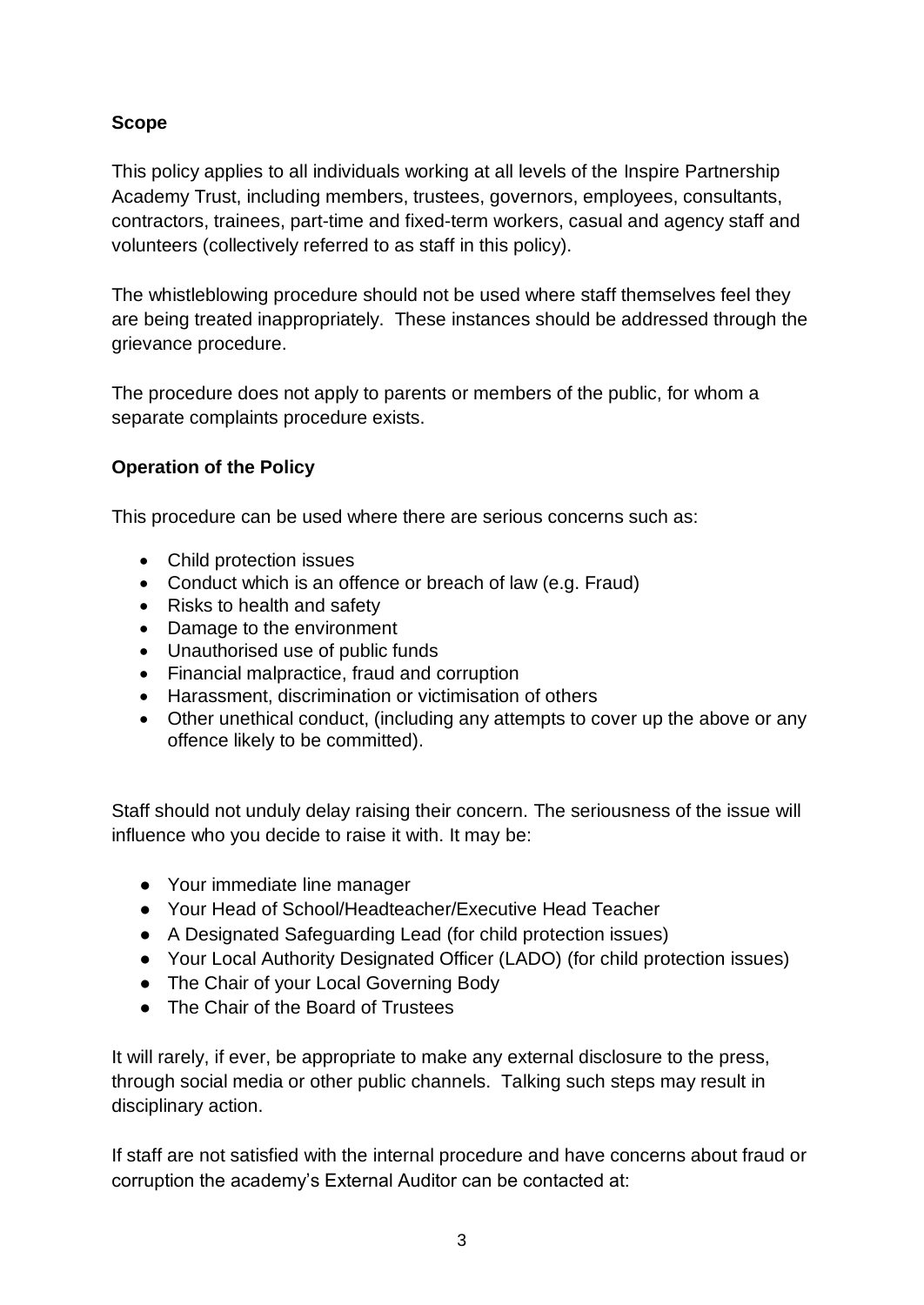**Scope**

This policy applies to all individuals working at all levels of the Inspire Partnership Academy Trust, including members, trustees, governors, employees, consultants, contractors, trainees, part-time and fixed-term workers, casual and agency staff and volunteers (collectively referred to as staff in this policy).

The whistleblowing procedure should not be used where staff themselves feel they are being treated inappropriately. These instances should be addressed through the grievance procedure.

The procedure does not apply to parents or members of the public, for whom a separate complaints procedure exists.

**Operation of the Policy**

This procedure can be used where there are serious concerns such as:

- Child protection issues
- Conduct which is an offence or breach of law (e.g. Fraud)
- Risks to health and safety
- Damage to the environment
- Unauthorised use of public funds
- Financial malpractice, fraud and corruption
- Harassment, discrimination or victimisation of others
- Other unethical conduct, (including any attempts to cover up the above or any offence likely to be committed).

Staff should not unduly delay raising their concern. The seriousness of the issue will influence who you decide to raise it with. It may be:

- Your immediate line manager
- Your Head of School/Headteacher/Executive Head Teacher
- A Designated Safeguarding Lead (for child protection issues)
- Your Local Authority Designated Officer (LADO) (for child protection issues)
- The Chair of your Local Governing Body
- The Chair of the Board of Trustees

It will rarely, if ever, be appropriate to make any external disclosure to the press, through social media or other public channels. Talking such steps may result in disciplinary action.

If staff are not satisfied with the internal procedure and have concerns about fraud or corruption the academy's External Auditor can be contacted at: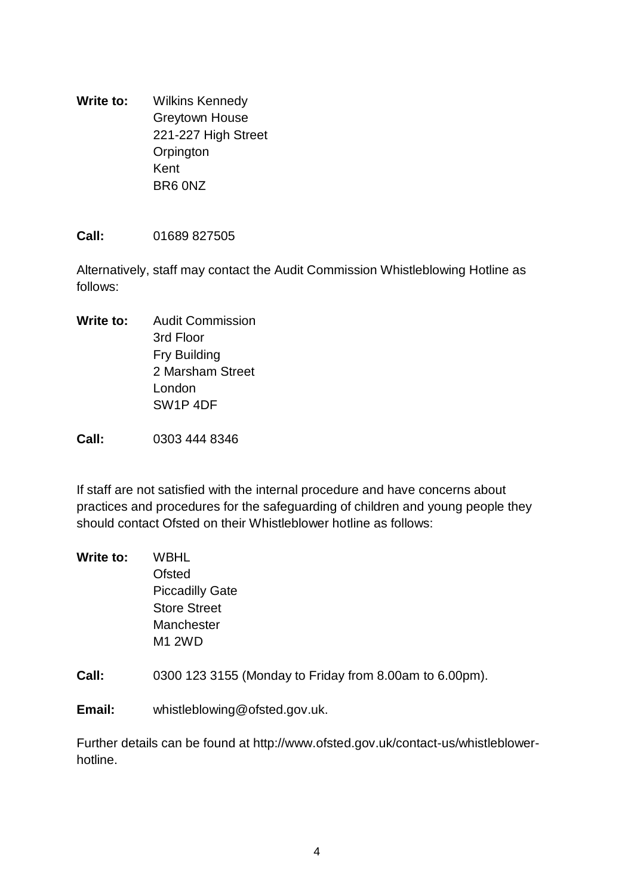**Write to:** Wilkins Kennedy
Greytown House
221-227 High Street
Orpington
Kent
BR6 0NZ

**Call:** 01689 827505

Alternatively, staff may contact the Audit Commission Whistleblowing Hotline as follows:

**Write to:** Audit Commission
3rd Floor
Fry Building
2 Marsham Street
London
SW1P 4DF

**Call:** 0303 444 8346

If staff are not satisfied with the internal procedure and have concerns about practices and procedures for the safeguarding of children and young people they should contact Ofsted on their Whistleblower hotline as follows:

**Write to:** WBHL
Ofsted
Piccadilly Gate
Store Street
Manchester
M1 2WD

**Call:** 0300 123 3155 (Monday to Friday from 8.00am to 6.00pm).

**Email:** whistleblowing@ofsted.gov.uk.

Further details can be found at http://www.ofsted.gov.uk/contact-us/whistleblower-hotline.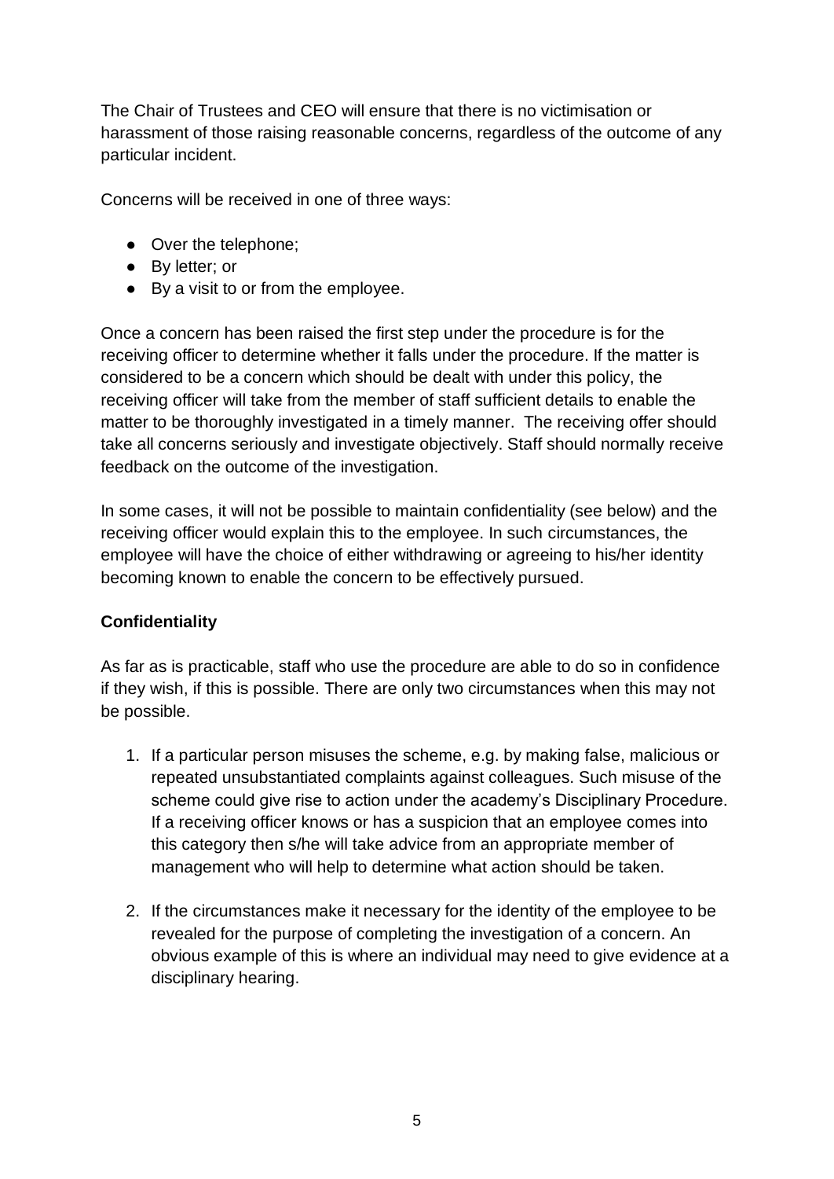The Chair of Trustees and CEO will ensure that there is no victimisation or harassment of those raising reasonable concerns, regardless of the outcome of any particular incident.

Concerns will be received in one of three ways:

- Over the telephone;
- By letter; or
- By a visit to or from the employee.

Once a concern has been raised the first step under the procedure is for the receiving officer to determine whether it falls under the procedure. If the matter is considered to be a concern which should be dealt with under this policy, the receiving officer will take from the member of staff sufficient details to enable the matter to be thoroughly investigated in a timely manner. The receiving offer should take all concerns seriously and investigate objectively. Staff should normally receive feedback on the outcome of the investigation.

In some cases, it will not be possible to maintain confidentiality (see below) and the receiving officer would explain this to the employee. In such circumstances, the employee will have the choice of either withdrawing or agreeing to his/her identity becoming known to enable the concern to be effectively pursued.

**Confidentiality**

As far as is practicable, staff who use the procedure are able to do so in confidence if they wish, if this is possible. There are only two circumstances when this may not be possible.

1. If a particular person misuses the scheme, e.g. by making false, malicious or repeated unsubstantiated complaints against colleagues. Such misuse of the scheme could give rise to action under the academy's Disciplinary Procedure. If a receiving officer knows or has a suspicion that an employee comes into this category then s/he will take advice from an appropriate member of management who will help to determine what action should be taken.

2. If the circumstances make it necessary for the identity of the employee to be revealed for the purpose of completing the investigation of a concern. An obvious example of this is where an individual may need to give evidence at a disciplinary hearing.